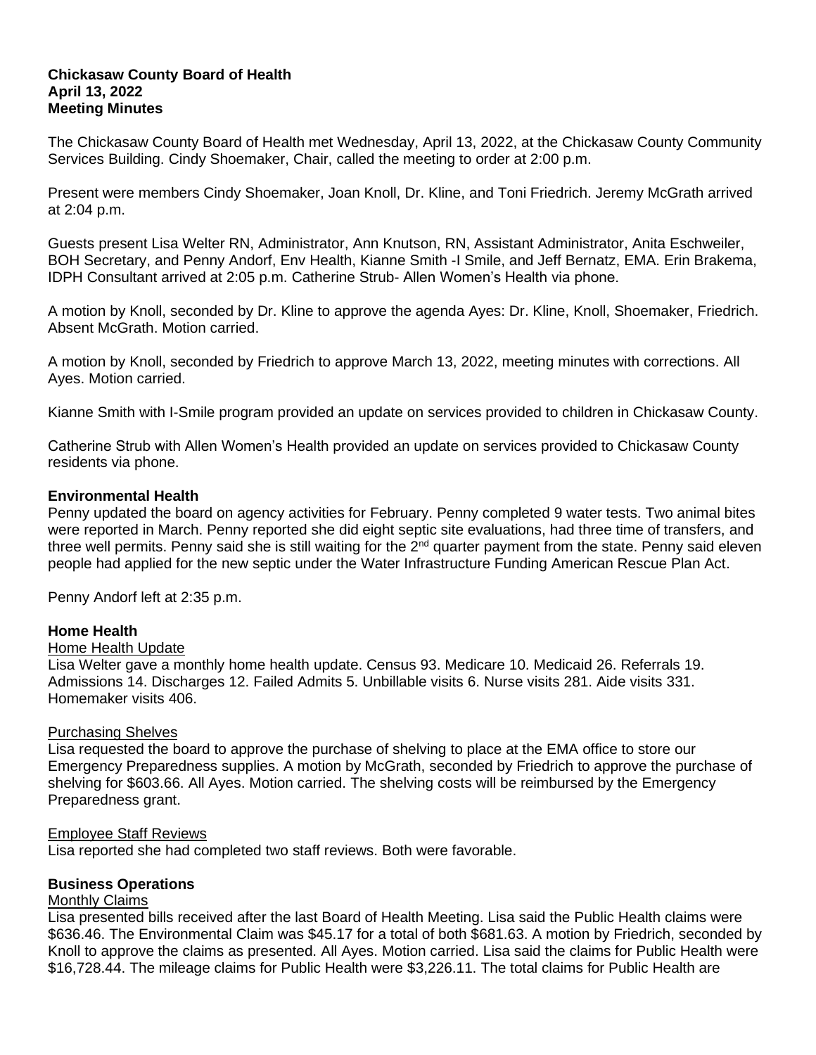**Chickasaw County Board of Health**
**April 13, 2022**
**Meeting Minutes**

The Chickasaw County Board of Health met Wednesday, April 13, 2022, at the Chickasaw County Community Services Building. Cindy Shoemaker, Chair, called the meeting to order at 2:00 p.m.

Present were members Cindy Shoemaker, Joan Knoll, Dr. Kline, and Toni Friedrich. Jeremy McGrath arrived at 2:04 p.m.

Guests present Lisa Welter RN, Administrator, Ann Knutson, RN, Assistant Administrator, Anita Eschweiler, BOH Secretary, and Penny Andorf, Env Health, Kianne Smith -I Smile, and Jeff Bernatz, EMA. Erin Brakema, IDPH Consultant arrived at 2:05 p.m. Catherine Strub- Allen Women's Health via phone.

A motion by Knoll, seconded by Dr. Kline to approve the agenda Ayes: Dr. Kline, Knoll, Shoemaker, Friedrich. Absent McGrath. Motion carried.

A motion by Knoll, seconded by Friedrich to approve March 13, 2022, meeting minutes with corrections. All Ayes. Motion carried.

Kianne Smith with I-Smile program provided an update on services provided to children in Chickasaw County.

Catherine Strub with Allen Women's Health provided an update on services provided to Chickasaw County residents via phone.

**Environmental Health**
Penny updated the board on agency activities for February. Penny completed 9 water tests. Two animal bites were reported in March. Penny reported she did eight septic site evaluations, had three time of transfers, and three well permits. Penny said she is still waiting for the 2nd quarter payment from the state. Penny said eleven people had applied for the new septic under the Water Infrastructure Funding American Rescue Plan Act.

Penny Andorf left at 2:35 p.m.

**Home Health**
Home Health Update
Lisa Welter gave a monthly home health update. Census 93. Medicare 10. Medicaid 26. Referrals 19. Admissions 14. Discharges 12. Failed Admits 5. Unbillable visits 6. Nurse visits 281. Aide visits 331. Homemaker visits 406.

Purchasing Shelves
Lisa requested the board to approve the purchase of shelving to place at the EMA office to store our Emergency Preparedness supplies. A motion by McGrath, seconded by Friedrich to approve the purchase of shelving for $603.66. All Ayes. Motion carried. The shelving costs will be reimbursed by the Emergency Preparedness grant.

Employee Staff Reviews
Lisa reported she had completed two staff reviews. Both were favorable.

**Business Operations**
Monthly Claims
Lisa presented bills received after the last Board of Health Meeting. Lisa said the Public Health claims were $636.46. The Environmental Claim was $45.17 for a total of both $681.63. A motion by Friedrich, seconded by Knoll to approve the claims as presented. All Ayes. Motion carried. Lisa said the claims for Public Health were $16,728.44. The mileage claims for Public Health were $3,226.11. The total claims for Public Health are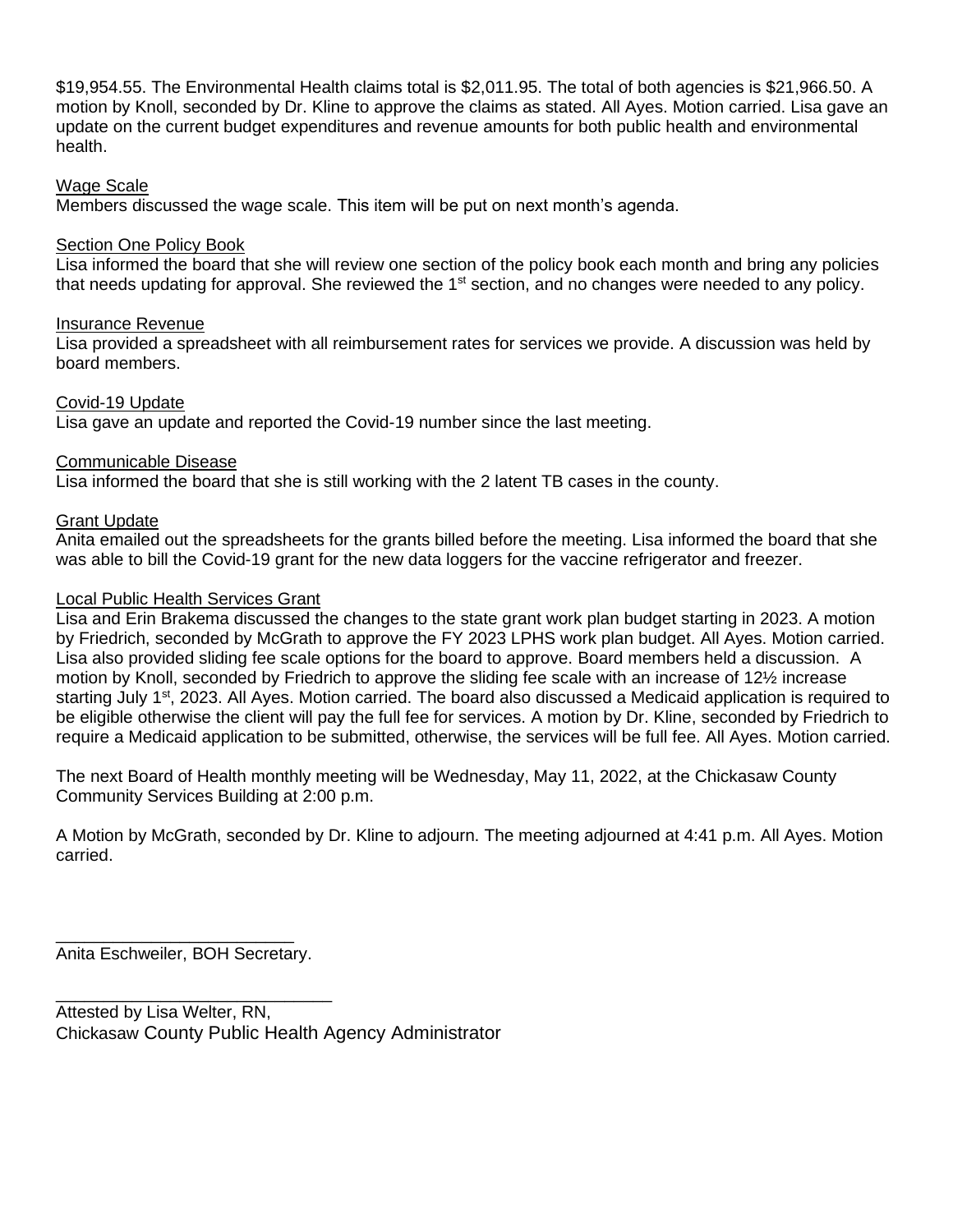$19,954.55. The Environmental Health claims total is $2,011.95. The total of both agencies is $21,966.50. A motion by Knoll, seconded by Dr. Kline to approve the claims as stated. All Ayes. Motion carried. Lisa gave an update on the current budget expenditures and revenue amounts for both public health and environmental health.

Wage Scale
Members discussed the wage scale. This item will be put on next month's agenda.

Section One Policy Book
Lisa informed the board that she will review one section of the policy book each month and bring any policies that needs updating for approval. She reviewed the 1st section, and no changes were needed to any policy.

Insurance Revenue
Lisa provided a spreadsheet with all reimbursement rates for services we provide. A discussion was held by board members.

Covid-19 Update
Lisa gave an update and reported the Covid-19 number since the last meeting.

Communicable Disease
Lisa informed the board that she is still working with the 2 latent TB cases in the county.

Grant Update
Anita emailed out the spreadsheets for the grants billed before the meeting. Lisa informed the board that she was able to bill the Covid-19 grant for the new data loggers for the vaccine refrigerator and freezer.

Local Public Health Services Grant
Lisa and Erin Brakema discussed the changes to the state grant work plan budget starting in 2023. A motion by Friedrich, seconded by McGrath to approve the FY 2023 LPHS work plan budget. All Ayes. Motion carried. Lisa also provided sliding fee scale options for the board to approve. Board members held a discussion. A motion by Knoll, seconded by Friedrich to approve the sliding fee scale with an increase of 12½ increase starting July 1st, 2023. All Ayes. Motion carried. The board also discussed a Medicaid application is required to be eligible otherwise the client will pay the full fee for services. A motion by Dr. Kline, seconded by Friedrich to require a Medicaid application to be submitted, otherwise, the services will be full fee. All Ayes. Motion carried.

The next Board of Health monthly meeting will be Wednesday, May 11, 2022, at the Chickasaw County Community Services Building at 2:00 p.m.

A Motion by McGrath, seconded by Dr. Kline to adjourn. The meeting adjourned at 4:41 p.m. All Ayes. Motion carried.

\_\_\_\_\_\_\_\_\_\_\_\_\_\_\_\_\_\_\_\_\_\_\_\_\_
Anita Eschweiler, BOH Secretary.

\_\_\_\_\_\_\_\_\_\_\_\_\_\_\_\_\_\_\_\_\_\_\_\_\_\_\_\_\_
Attested by Lisa Welter, RN,
Chickasaw County Public Health Agency Administrator